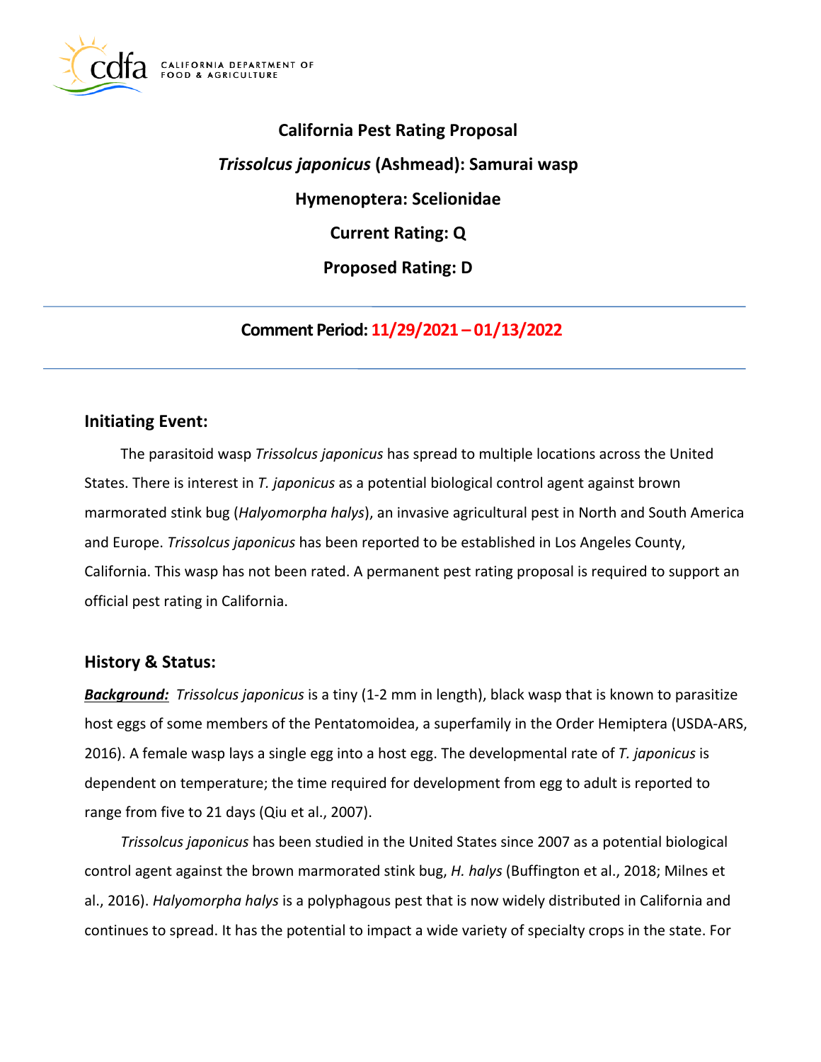# California Pest Rating Proposal

## *Trissolcus japonicus* (Ashmead): Samurai wasp

## Hymenoptera: Scelionidae

## Current Rating: Q

## Proposed Rating: D

---

**Comment Period: 11/29/2021 – 01/13/2022**

---

## Initiating Event:

The parasitoid wasp *Trissolcus japonicus* has spread to multiple locations across the United States. There is interest in *T. japonicus* as a potential biological control agent against brown marmorated stink bug (*Halyomorpha halys*), an invasive agricultural pest in North and South America and Europe. *Trissolcus japonicus* has been reported to be established in Los Angeles County, California. This wasp has not been rated. A permanent pest rating proposal is required to support an official pest rating in California.

## History & Status:

***Background:*** *Trissolcus japonicus* is a tiny (1-2 mm in length), black wasp that is known to parasitize host eggs of some members of the Pentatomoidea, a superfamily in the Order Hemiptera (USDA-ARS, 2016). A female wasp lays a single egg into a host egg. The developmental rate of *T. japonicus* is dependent on temperature; the time required for development from egg to adult is reported to range from five to 21 days (Qiu et al., 2007).

*Trissolcus japonicus* has been studied in the United States since 2007 as a potential biological control agent against the brown marmorated stink bug, *H. halys* (Buffington et al., 2018; Milnes et al., 2016). *Halyomorpha halys* is a polyphagous pest that is now widely distributed in California and continues to spread. It has the potential to impact a wide variety of specialty crops in the state. For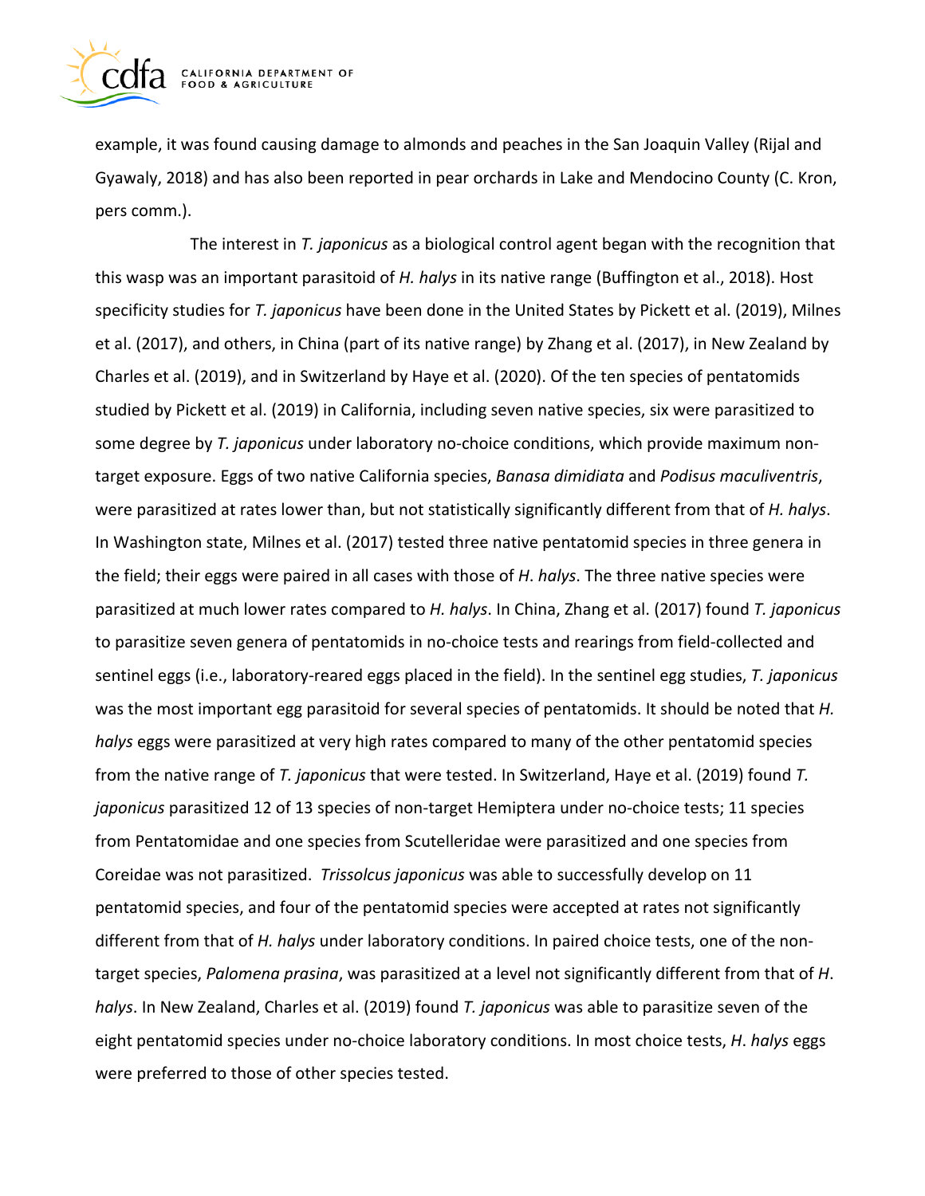example, it was found causing damage to almonds and peaches in the San Joaquin Valley (Rijal and Gyawaly, 2018) and has also been reported in pear orchards in Lake and Mendocino County (C. Kron, pers comm.).

The interest in *T. japonicus* as a biological control agent began with the recognition that this wasp was an important parasitoid of *H. halys* in its native range (Buffington et al., 2018). Host specificity studies for *T. japonicus* have been done in the United States by Pickett et al. (2019), Milnes et al. (2017), and others, in China (part of its native range) by Zhang et al. (2017), in New Zealand by Charles et al. (2019), and in Switzerland by Haye et al. (2020). Of the ten species of pentatomids studied by Pickett et al. (2019) in California, including seven native species, six were parasitized to some degree by *T. japonicus* under laboratory no-choice conditions, which provide maximum non-target exposure. Eggs of two native California species, *Banasa dimidiata* and *Podisus maculiventris*, were parasitized at rates lower than, but not statistically significantly different from that of *H. halys*. In Washington state, Milnes et al. (2017) tested three native pentatomid species in three genera in the field; their eggs were paired in all cases with those of *H*. *halys*. The three native species were parasitized at much lower rates compared to *H. halys*. In China, Zhang et al. (2017) found *T. japonicus* to parasitize seven genera of pentatomids in no-choice tests and rearings from field-collected and sentinel eggs (i.e., laboratory-reared eggs placed in the field). In the sentinel egg studies, *T. japonicus* was the most important egg parasitoid for several species of pentatomids. It should be noted that *H. halys* eggs were parasitized at very high rates compared to many of the other pentatomid species from the native range of *T. japonicus* that were tested. In Switzerland, Haye et al. (2019) found *T. japonicus* parasitized 12 of 13 species of non-target Hemiptera under no-choice tests; 11 species from Pentatomidae and one species from Scutelleridae were parasitized and one species from Coreidae was not parasitized. *Trissolcus japonicus* was able to successfully develop on 11 pentatomid species, and four of the pentatomid species were accepted at rates not significantly different from that of *H. halys* under laboratory conditions. In paired choice tests, one of the non-target species, *Palomena prasina*, was parasitized at a level not significantly different from that of *H*. *halys*. In New Zealand, Charles et al. (2019) found *T. japonicus* was able to parasitize seven of the eight pentatomid species under no-choice laboratory conditions. In most choice tests, *H*. *halys* eggs were preferred to those of other species tested.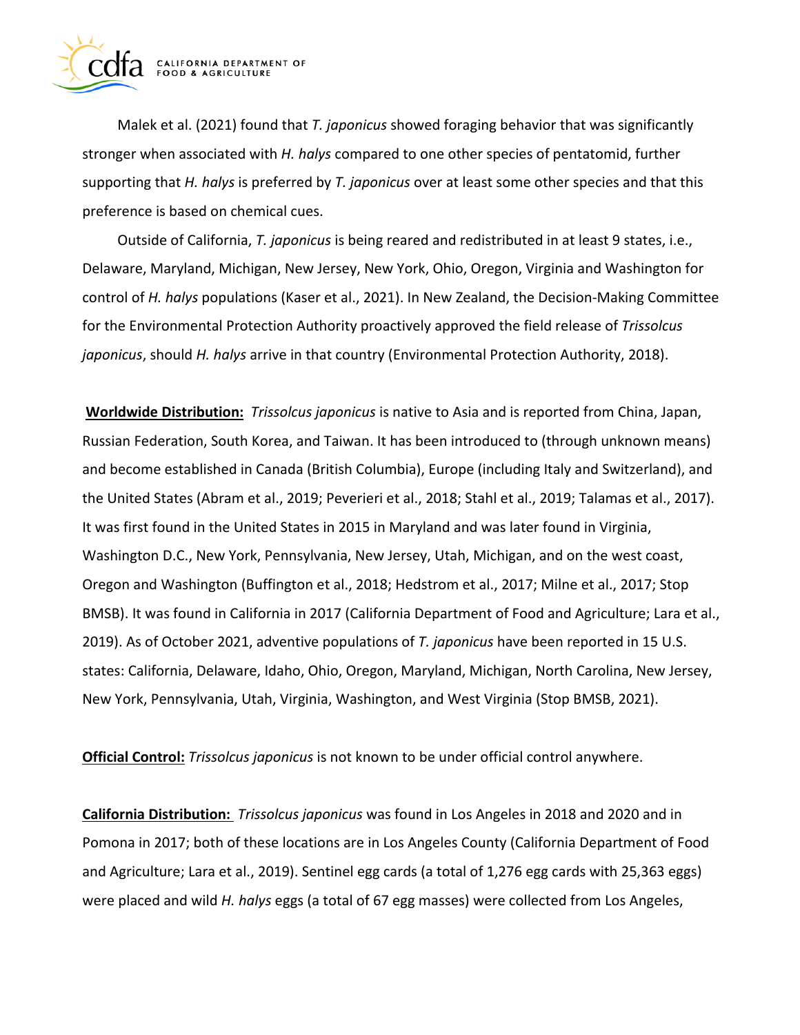Malek et al. (2021) found that *T. japonicus* showed foraging behavior that was significantly stronger when associated with *H. halys* compared to one other species of pentatomid, further supporting that *H. halys* is preferred by *T. japonicus* over at least some other species and that this preference is based on chemical cues.

Outside of California, *T. japonicus* is being reared and redistributed in at least 9 states, i.e., Delaware, Maryland, Michigan, New Jersey, New York, Ohio, Oregon, Virginia and Washington for control of *H. halys* populations (Kaser et al., 2021). In New Zealand, the Decision-Making Committee for the Environmental Protection Authority proactively approved the field release of *Trissolcus japonicus*, should *H. halys* arrive in that country (Environmental Protection Authority, 2018).

**Worldwide Distribution:** *Trissolcus japonicus* is native to Asia and is reported from China, Japan, Russian Federation, South Korea, and Taiwan. It has been introduced to (through unknown means) and become established in Canada (British Columbia), Europe (including Italy and Switzerland), and the United States (Abram et al., 2019; Peverieri et al., 2018; Stahl et al., 2019; Talamas et al., 2017). It was first found in the United States in 2015 in Maryland and was later found in Virginia, Washington D.C., New York, Pennsylvania, New Jersey, Utah, Michigan, and on the west coast, Oregon and Washington (Buffington et al., 2018; Hedstrom et al., 2017; Milne et al., 2017; Stop BMSB). It was found in California in 2017 (California Department of Food and Agriculture; Lara et al., 2019). As of October 2021, adventive populations of *T. japonicus* have been reported in 15 U.S. states: California, Delaware, Idaho, Ohio, Oregon, Maryland, Michigan, North Carolina, New Jersey, New York, Pennsylvania, Utah, Virginia, Washington, and West Virginia (Stop BMSB, 2021).

**Official Control:** *Trissolcus japonicus* is not known to be under official control anywhere.

**California Distribution:** *Trissolcus japonicus* was found in Los Angeles in 2018 and 2020 and in Pomona in 2017; both of these locations are in Los Angeles County (California Department of Food and Agriculture; Lara et al., 2019). Sentinel egg cards (a total of 1,276 egg cards with 25,363 eggs) were placed and wild *H. halys* eggs (a total of 67 egg masses) were collected from Los Angeles,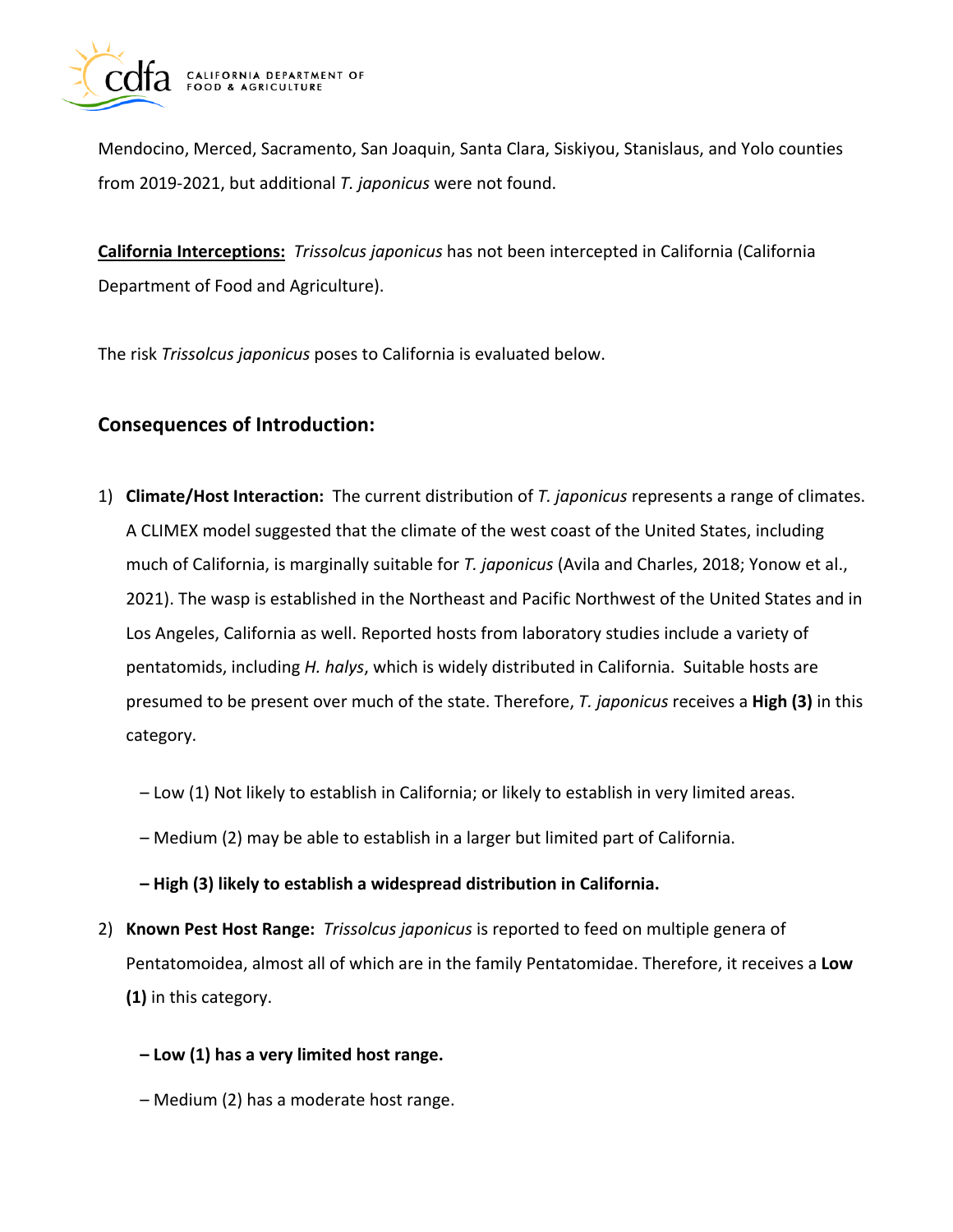Mendocino, Merced, Sacramento, San Joaquin, Santa Clara, Siskiyou, Stanislaus, and Yolo counties from 2019-2021, but additional *T. japonicus* were not found.

**California Interceptions:** *Trissolcus japonicus* has not been intercepted in California (California Department of Food and Agriculture).

The risk *Trissolcus japonicus* poses to California is evaluated below.

## Consequences of Introduction:

1) **Climate/Host Interaction:** The current distribution of *T. japonicus* represents a range of climates. A CLIMEX model suggested that the climate of the west coast of the United States, including much of California, is marginally suitable for *T. japonicus* (Avila and Charles, 2018; Yonow et al., 2021). The wasp is established in the Northeast and Pacific Northwest of the United States and in Los Angeles, California as well. Reported hosts from laboratory studies include a variety of pentatomids, including *H. halys*, which is widely distributed in California. Suitable hosts are presumed to be present over much of the state. Therefore, *T. japonicus* receives a **High (3)** in this category.

   – Low (1) Not likely to establish in California; or likely to establish in very limited areas.

   – Medium (2) may be able to establish in a larger but limited part of California.

   **– High (3) likely to establish a widespread distribution in California.**

2) **Known Pest Host Range:** *Trissolcus japonicus* is reported to feed on multiple genera of Pentatomoidea, almost all of which are in the family Pentatomidae. Therefore, it receives a **Low (1)** in this category.

   **– Low (1) has a very limited host range.**

   – Medium (2) has a moderate host range.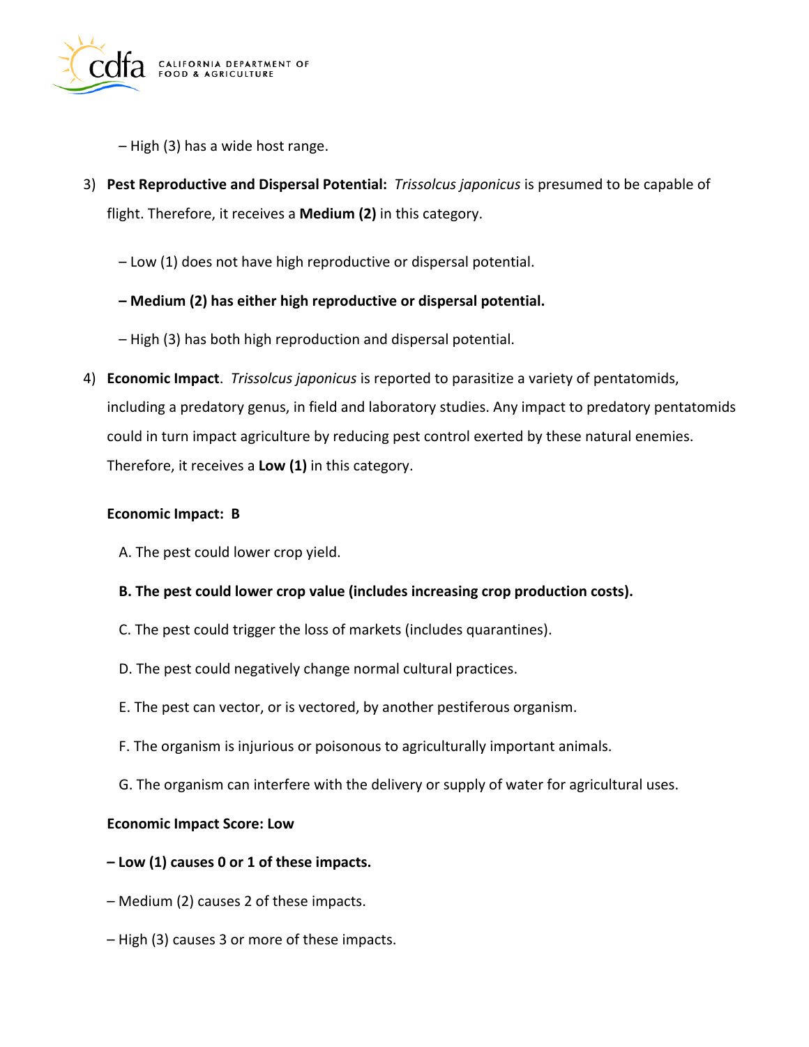– High (3) has a wide host range.

3) **Pest Reproductive and Dispersal Potential:** *Trissolcus japonicus* is presumed to be capable of flight. Therefore, it receives a **Medium (2)** in this category.

   – Low (1) does not have high reproductive or dispersal potential.

   **– Medium (2) has either high reproductive or dispersal potential.**

   – High (3) has both high reproduction and dispersal potential.

4) **Economic Impact**. *Trissolcus japonicus* is reported to parasitize a variety of pentatomids, including a predatory genus, in field and laboratory studies. Any impact to predatory pentatomids could in turn impact agriculture by reducing pest control exerted by these natural enemies. Therefore, it receives a **Low (1)** in this category.

   **Economic Impact: B**

   A. The pest could lower crop yield.

   **B. The pest could lower crop value (includes increasing crop production costs).**

   C. The pest could trigger the loss of markets (includes quarantines).

   D. The pest could negatively change normal cultural practices.

   E. The pest can vector, or is vectored, by another pestiferous organism.

   F. The organism is injurious or poisonous to agriculturally important animals.

   G. The organism can interfere with the delivery or supply of water for agricultural uses.

   **Economic Impact Score: Low**

   **– Low (1) causes 0 or 1 of these impacts.**

   – Medium (2) causes 2 of these impacts.

   – High (3) causes 3 or more of these impacts.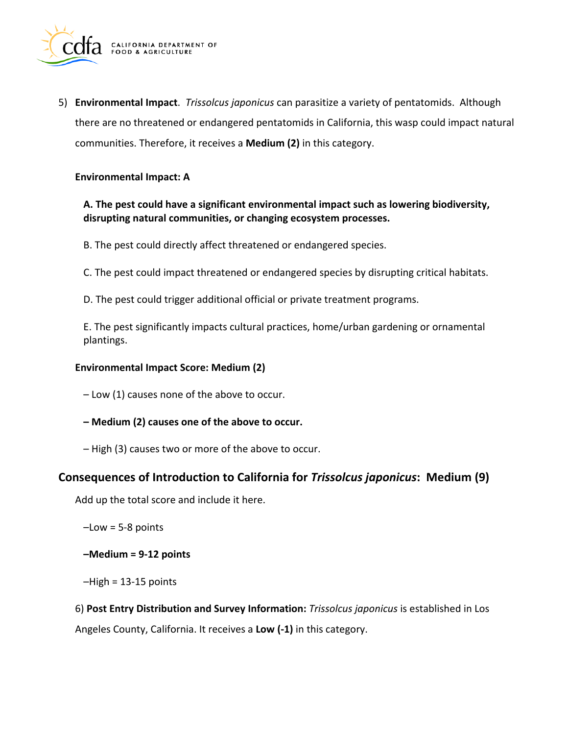5) **Environmental Impact**. *Trissolcus japonicus* can parasitize a variety of pentatomids. Although there are no threatened or endangered pentatomids in California, this wasp could impact natural communities. Therefore, it receives a **Medium (2)** in this category.

**Environmental Impact: A**

**A. The pest could have a significant environmental impact such as lowering biodiversity, disrupting natural communities, or changing ecosystem processes.**

B. The pest could directly affect threatened or endangered species.

C. The pest could impact threatened or endangered species by disrupting critical habitats.

D. The pest could trigger additional official or private treatment programs.

E. The pest significantly impacts cultural practices, home/urban gardening or ornamental plantings.

**Environmental Impact Score: Medium (2)**

– Low (1) causes none of the above to occur.

**– Medium (2) causes one of the above to occur.**

– High (3) causes two or more of the above to occur.

## Consequences of Introduction to California for *Trissolcus japonicus*: Medium (9)

Add up the total score and include it here.

–Low = 5-8 points

**–Medium = 9-12 points**

–High = 13-15 points

6) **Post Entry Distribution and Survey Information:** *Trissolcus japonicus* is established in Los Angeles County, California. It receives a **Low (-1)** in this category.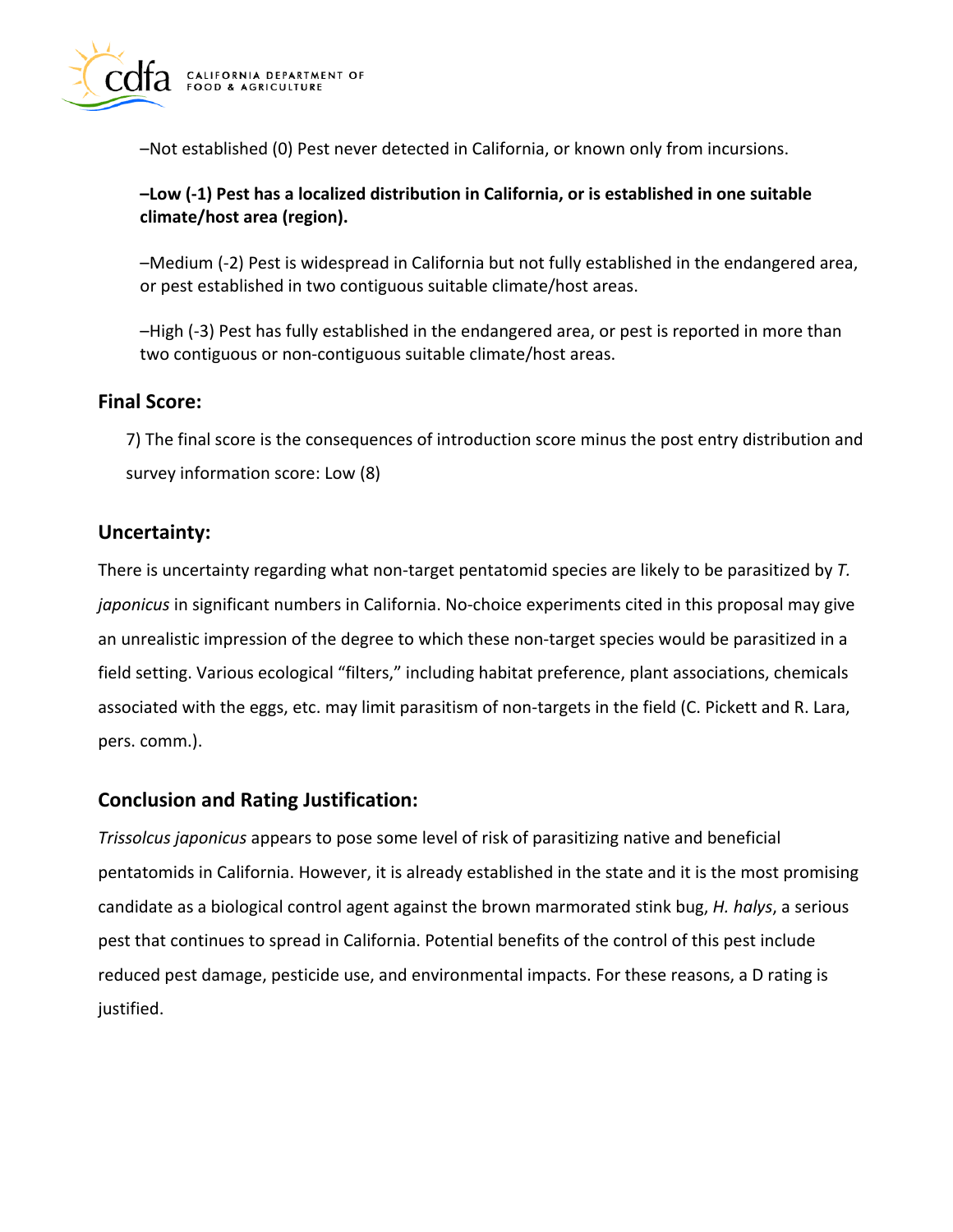–Not established (0) Pest never detected in California, or known only from incursions.

**–Low (-1) Pest has a localized distribution in California, or is established in one suitable climate/host area (region).**

–Medium (-2) Pest is widespread in California but not fully established in the endangered area, or pest established in two contiguous suitable climate/host areas.

–High (-3) Pest has fully established in the endangered area, or pest is reported in more than two contiguous or non-contiguous suitable climate/host areas.

## Final Score:

7) The final score is the consequences of introduction score minus the post entry distribution and survey information score: Low (8)

## Uncertainty:

There is uncertainty regarding what non-target pentatomid species are likely to be parasitized by *T. japonicus* in significant numbers in California. No-choice experiments cited in this proposal may give an unrealistic impression of the degree to which these non-target species would be parasitized in a field setting. Various ecological "filters," including habitat preference, plant associations, chemicals associated with the eggs, etc. may limit parasitism of non-targets in the field (C. Pickett and R. Lara, pers. comm.).

## Conclusion and Rating Justification:

*Trissolcus japonicus* appears to pose some level of risk of parasitizing native and beneficial pentatomids in California. However, it is already established in the state and it is the most promising candidate as a biological control agent against the brown marmorated stink bug, *H. halys*, a serious pest that continues to spread in California. Potential benefits of the control of this pest include reduced pest damage, pesticide use, and environmental impacts. For these reasons, a D rating is justified.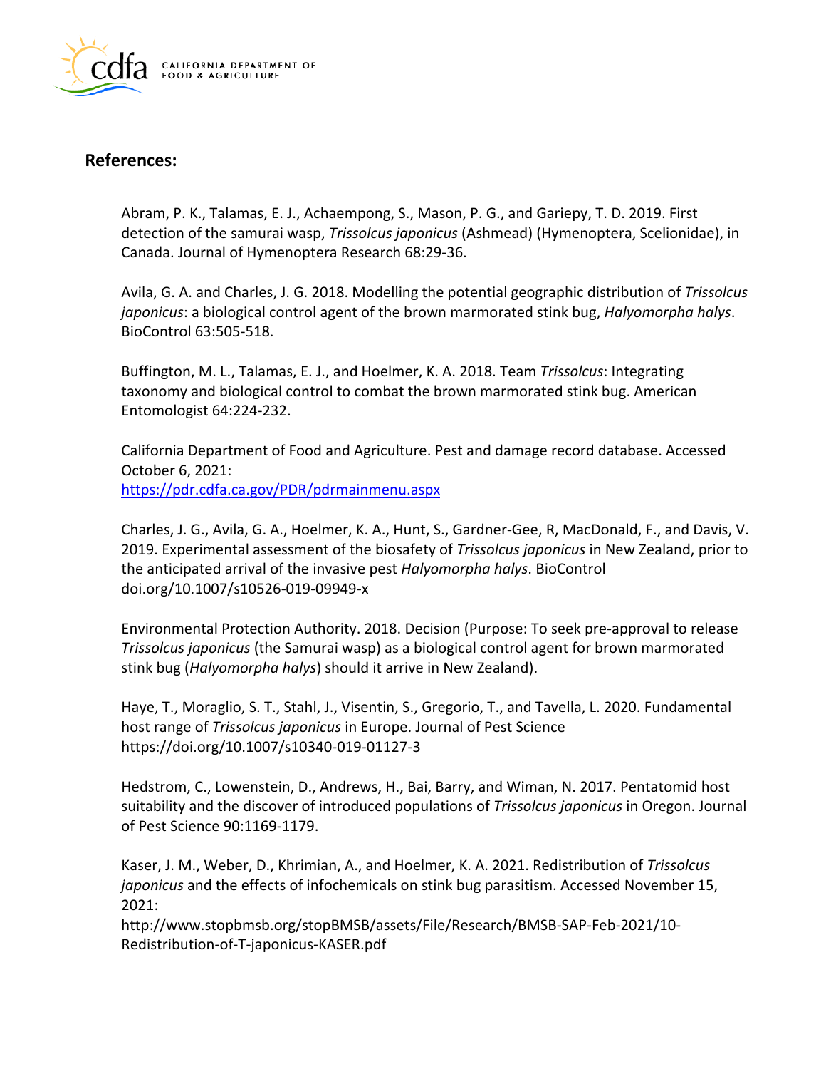## References:

Abram, P. K., Talamas, E. J., Achaempong, S., Mason, P. G., and Gariepy, T. D. 2019. First detection of the samurai wasp, *Trissolcus japonicus* (Ashmead) (Hymenoptera, Scelionidae), in Canada. Journal of Hymenoptera Research 68:29-36.

Avila, G. A. and Charles, J. G. 2018. Modelling the potential geographic distribution of *Trissolcus japonicus*: a biological control agent of the brown marmorated stink bug, *Halyomorpha halys*. BioControl 63:505-518.

Buffington, M. L., Talamas, E. J., and Hoelmer, K. A. 2018. Team *Trissolcus*: Integrating taxonomy and biological control to combat the brown marmorated stink bug. American Entomologist 64:224-232.

California Department of Food and Agriculture. Pest and damage record database. Accessed October 6, 2021:
https://pdr.cdfa.ca.gov/PDR/pdrmainmenu.aspx

Charles, J. G., Avila, G. A., Hoelmer, K. A., Hunt, S., Gardner-Gee, R, MacDonald, F., and Davis, V. 2019. Experimental assessment of the biosafety of *Trissolcus japonicus* in New Zealand, prior to the anticipated arrival of the invasive pest *Halyomorpha halys*. BioControl doi.org/10.1007/s10526-019-09949-x

Environmental Protection Authority. 2018. Decision (Purpose: To seek pre-approval to release *Trissolcus japonicus* (the Samurai wasp) as a biological control agent for brown marmorated stink bug (*Halyomorpha halys*) should it arrive in New Zealand).

Haye, T., Moraglio, S. T., Stahl, J., Visentin, S., Gregorio, T., and Tavella, L. 2020. Fundamental host range of *Trissolcus japonicus* in Europe. Journal of Pest Science https://doi.org/10.1007/s10340-019-01127-3

Hedstrom, C., Lowenstein, D., Andrews, H., Bai, Barry, and Wiman, N. 2017. Pentatomid host suitability and the discover of introduced populations of *Trissolcus japonicus* in Oregon. Journal of Pest Science 90:1169-1179.

Kaser, J. M., Weber, D., Khrimian, A., and Hoelmer, K. A. 2021. Redistribution of *Trissolcus japonicus* and the effects of infochemicals on stink bug parasitism. Accessed November 15, 2021:
http://www.stopbmsb.org/stopBMSB/assets/File/Research/BMSB-SAP-Feb-2021/10-Redistribution-of-T-japonicus-KASER.pdf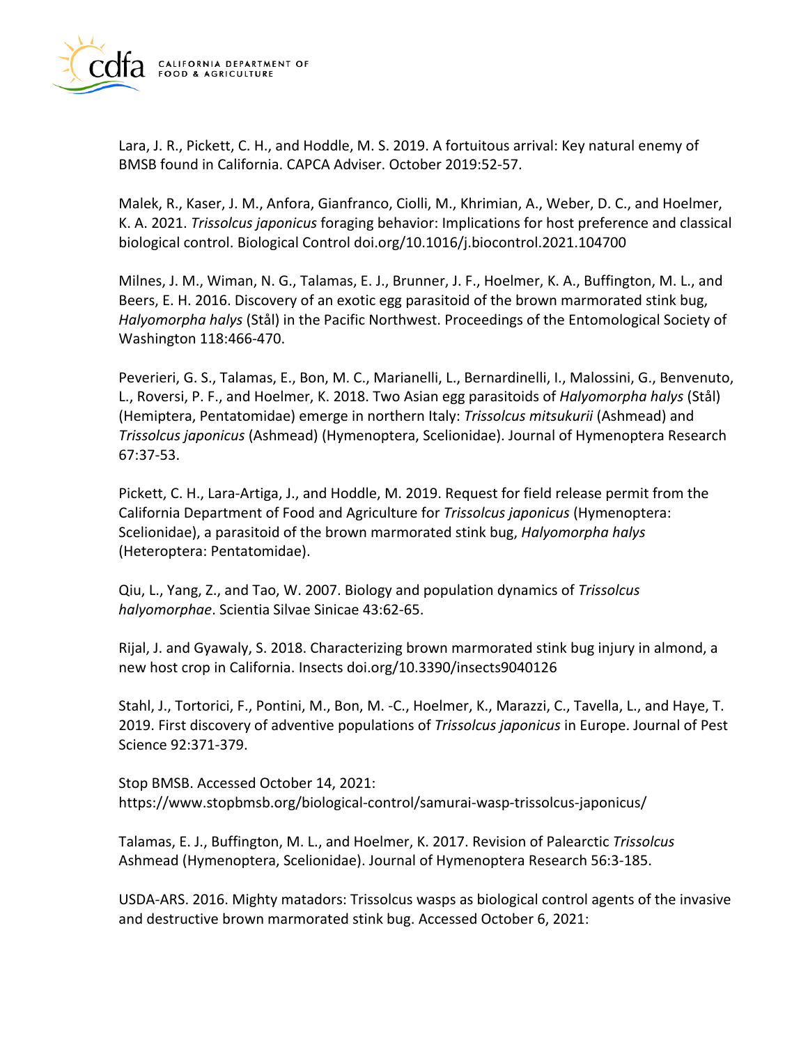Lara, J. R., Pickett, C. H., and Hoddle, M. S. 2019. A fortuitous arrival: Key natural enemy of BMSB found in California. CAPCA Adviser. October 2019:52-57.

Malek, R., Kaser, J. M., Anfora, Gianfranco, Ciolli, M., Khrimian, A., Weber, D. C., and Hoelmer, K. A. 2021. *Trissolcus japonicus* foraging behavior: Implications for host preference and classical biological control. Biological Control doi.org/10.1016/j.biocontrol.2021.104700

Milnes, J. M., Wiman, N. G., Talamas, E. J., Brunner, J. F., Hoelmer, K. A., Buffington, M. L., and Beers, E. H. 2016. Discovery of an exotic egg parasitoid of the brown marmorated stink bug, *Halyomorpha halys* (Stål) in the Pacific Northwest. Proceedings of the Entomological Society of Washington 118:466-470.

Peverieri, G. S., Talamas, E., Bon, M. C., Marianelli, L., Bernardinelli, I., Malossini, G., Benvenuto, L., Roversi, P. F., and Hoelmer, K. 2018. Two Asian egg parasitoids of *Halyomorpha halys* (Stål) (Hemiptera, Pentatomidae) emerge in northern Italy: *Trissolcus mitsukurii* (Ashmead) and *Trissolcus japonicus* (Ashmead) (Hymenoptera, Scelionidae). Journal of Hymenoptera Research 67:37-53.

Pickett, C. H., Lara-Artiga, J., and Hoddle, M. 2019. Request for field release permit from the California Department of Food and Agriculture for *Trissolcus japonicus* (Hymenoptera: Scelionidae), a parasitoid of the brown marmorated stink bug, *Halyomorpha halys* (Heteroptera: Pentatomidae).

Qiu, L., Yang, Z., and Tao, W. 2007. Biology and population dynamics of *Trissolcus halyomorphae*. Scientia Silvae Sinicae 43:62-65.

Rijal, J. and Gyawaly, S. 2018. Characterizing brown marmorated stink bug injury in almond, a new host crop in California. Insects doi.org/10.3390/insects9040126

Stahl, J., Tortorici, F., Pontini, M., Bon, M. -C., Hoelmer, K., Marazzi, C., Tavella, L., and Haye, T. 2019. First discovery of adventive populations of *Trissolcus japonicus* in Europe. Journal of Pest Science 92:371-379.

Stop BMSB. Accessed October 14, 2021: https://www.stopbmsb.org/biological-control/samurai-wasp-trissolcus-japonicus/

Talamas, E. J., Buffington, M. L., and Hoelmer, K. 2017. Revision of Palearctic *Trissolcus* Ashmead (Hymenoptera, Scelionidae). Journal of Hymenoptera Research 56:3-185.

USDA-ARS. 2016. Mighty matadors: Trissolcus wasps as biological control agents of the invasive and destructive brown marmorated stink bug. Accessed October 6, 2021: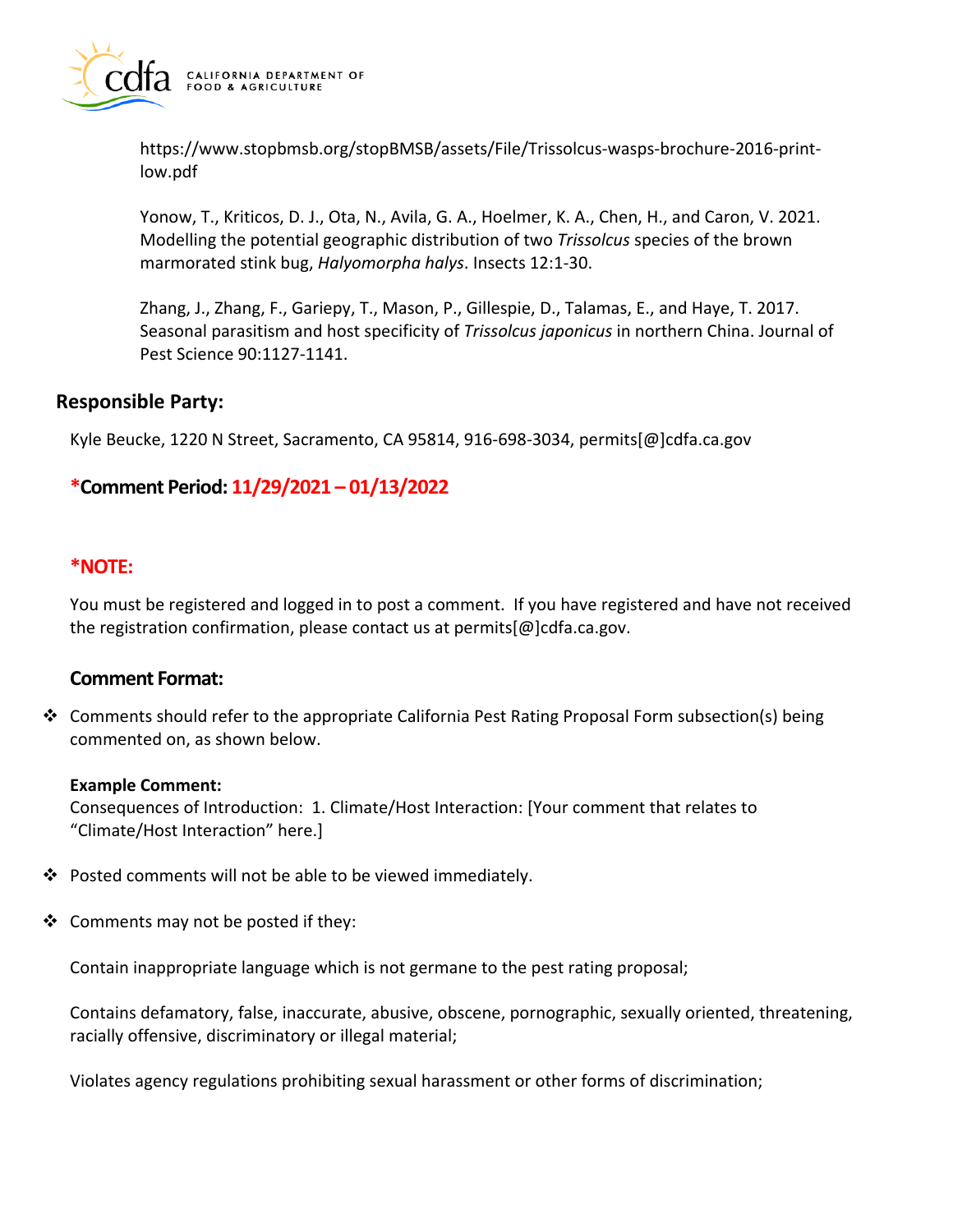https://www.stopbmsb.org/stopBMSB/assets/File/Trissolcus-wasps-brochure-2016-print-low.pdf

Yonow, T., Kriticos, D. J., Ota, N., Avila, G. A., Hoelmer, K. A., Chen, H., and Caron, V. 2021. Modelling the potential geographic distribution of two *Trissolcus* species of the brown marmorated stink bug, *Halyomorpha halys*. Insects 12:1-30.

Zhang, J., Zhang, F., Gariepy, T., Mason, P., Gillespie, D., Talamas, E., and Haye, T. 2017. Seasonal parasitism and host specificity of *Trissolcus japonicus* in northern China. Journal of Pest Science 90:1127-1141.

## Responsible Party:

Kyle Beucke, 1220 N Street, Sacramento, CA 95814, 916-698-3034, permits[@]cdfa.ca.gov

### ***Comment Period: 11/29/2021 – 01/13/2022**

### ***NOTE:**

You must be registered and logged in to post a comment. If you have registered and have not received the registration confirmation, please contact us at permits[@]cdfa.ca.gov.

### Comment Format:

- Comments should refer to the appropriate California Pest Rating Proposal Form subsection(s) being commented on, as shown below.

  **Example Comment:**
  Consequences of Introduction: 1. Climate/Host Interaction: [Your comment that relates to "Climate/Host Interaction" here.]

- Posted comments will not be able to be viewed immediately.

- Comments may not be posted if they:

  Contain inappropriate language which is not germane to the pest rating proposal;

  Contains defamatory, false, inaccurate, abusive, obscene, pornographic, sexually oriented, threatening, racially offensive, discriminatory or illegal material;

  Violates agency regulations prohibiting sexual harassment or other forms of discrimination;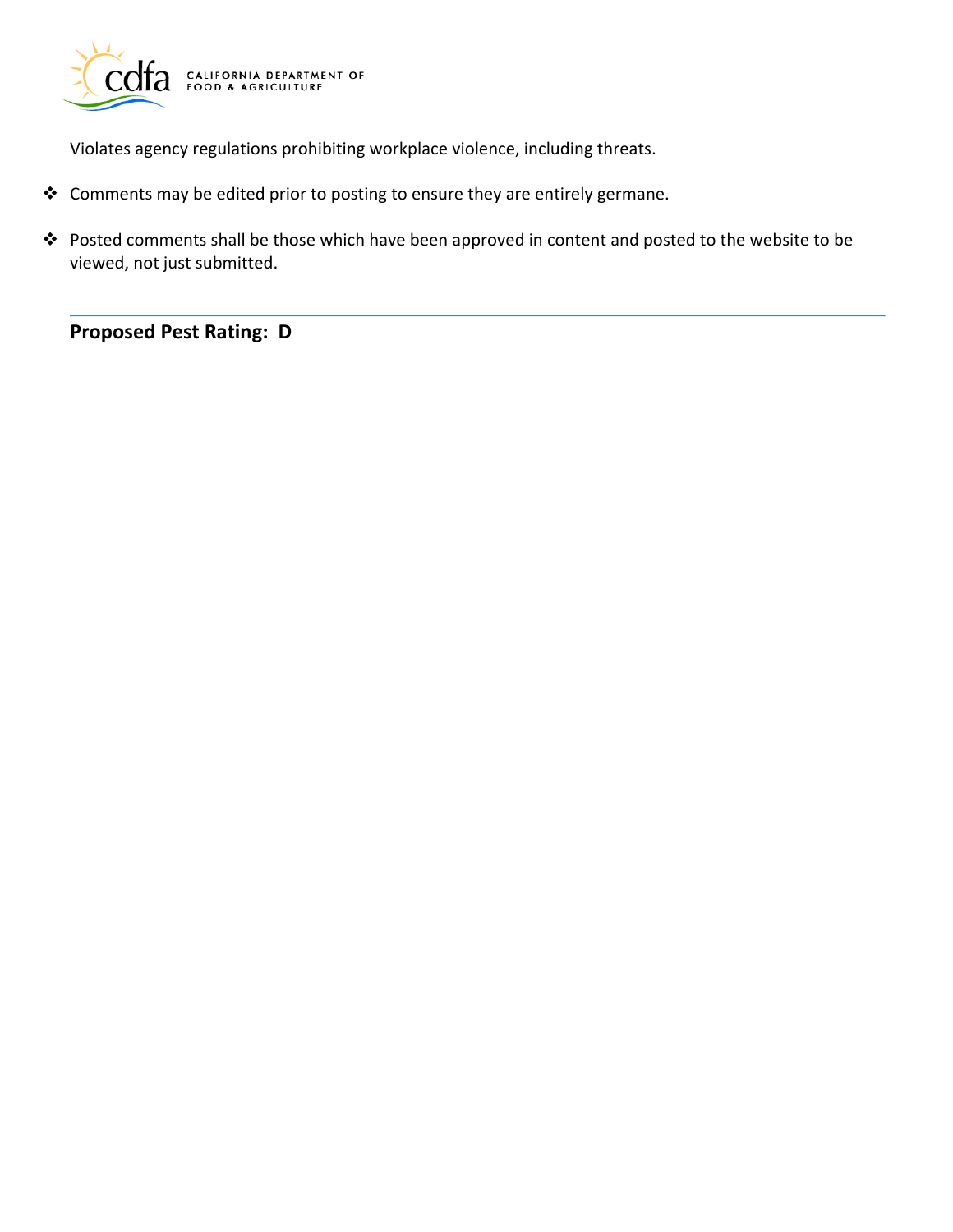Violates agency regulations prohibiting workplace violence, including threats.

- Comments may be edited prior to posting to ensure they are entirely germane.
- Posted comments shall be those which have been approved in content and posted to the website to be viewed, not just submitted.

---

**Proposed Pest Rating: D**